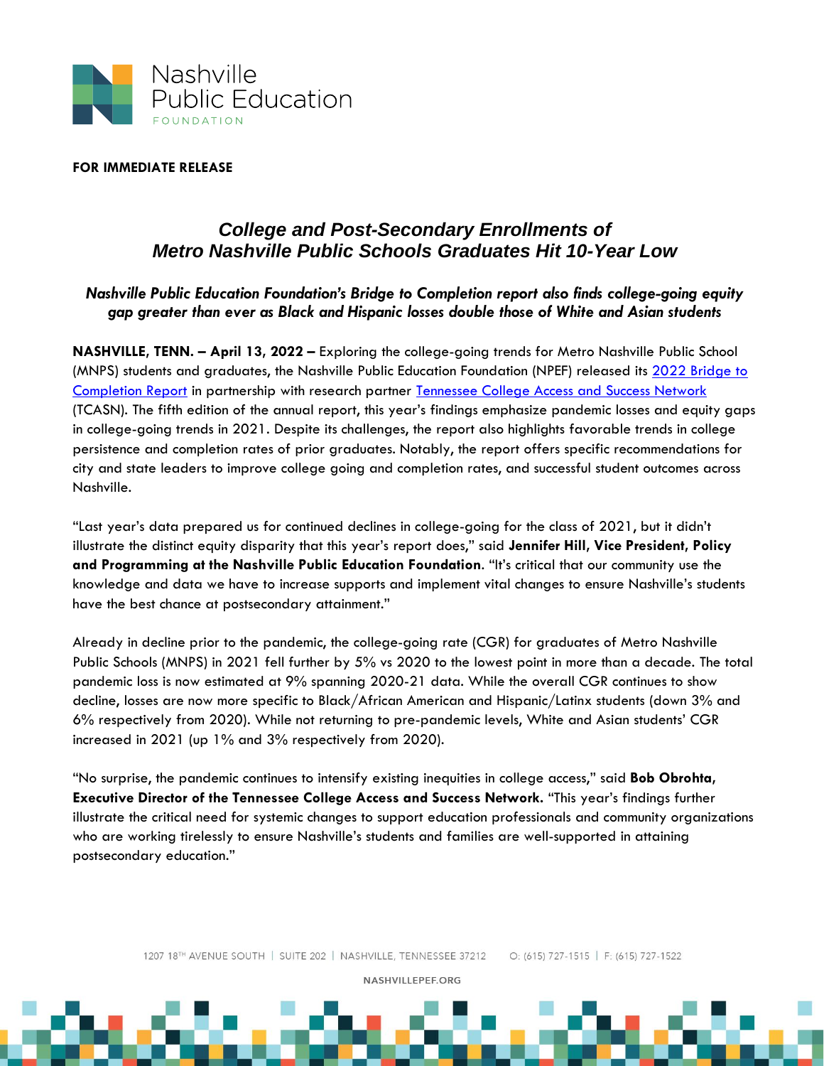**FOR IMMEDIATE RELEASE**

# *College and Post-Secondary Enrollments of Metro Nashville Public Schools Graduates Hit 10-Year Low*

### *Nashville Public Education Foundation's Bridge to Completion report also finds college-going equity gap greater than ever as Black and Hispanic losses double those of White and Asian students*

**NASHVILLE, TENN. – April 13, 2022 –** Exploring the college-going trends for Metro Nashville Public School (MNPS) students and graduates, the Nashville Public Education Foundation (NPEF) released its [2022 Bridge to Completion Report]() in partnership with research partner [Tennessee College Access and Success Network]() (TCASN). The fifth edition of the annual report, this year's findings emphasize pandemic losses and equity gaps in college-going trends in 2021. Despite its challenges, the report also highlights favorable trends in college persistence and completion rates of prior graduates. Notably, the report offers specific recommendations for city and state leaders to improve college going and completion rates, and successful student outcomes across Nashville.

"Last year's data prepared us for continued declines in college-going for the class of 2021, but it didn't illustrate the distinct equity disparity that this year's report does," said **Jennifer Hill, Vice President, Policy and Programming at the Nashville Public Education Foundation**. "It's critical that our community use the knowledge and data we have to increase supports and implement vital changes to ensure Nashville's students have the best chance at postsecondary attainment."

Already in decline prior to the pandemic, the college-going rate (CGR) for graduates of Metro Nashville Public Schools (MNPS) in 2021 fell further by 5% vs 2020 to the lowest point in more than a decade. The total pandemic loss is now estimated at 9% spanning 2020-21 data. While the overall CGR continues to show decline, losses are now more specific to Black/African American and Hispanic/Latinx students (down 3% and 6% respectively from 2020). While not returning to pre-pandemic levels, White and Asian students' CGR increased in 2021 (up 1% and 3% respectively from 2020).

"No surprise, the pandemic continues to intensify existing inequities in college access," said **Bob Obrohta, Executive Director of the Tennessee College Access and Success Network.** "This year's findings further illustrate the critical need for systemic changes to support education professionals and community organizations who are working tirelessly to ensure Nashville's students and families are well-supported in attaining postsecondary education."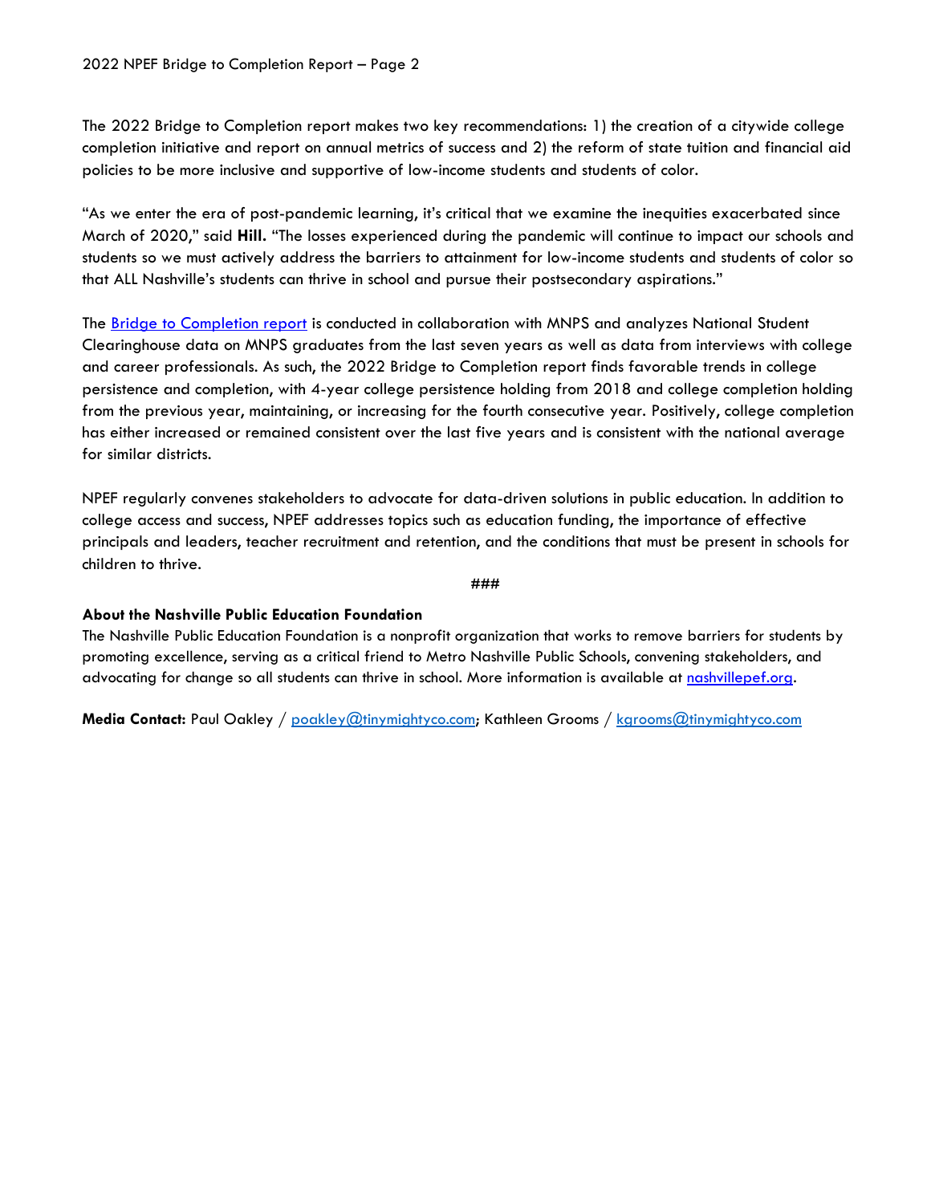The 2022 Bridge to Completion report makes two key recommendations: 1) the creation of a citywide college completion initiative and report on annual metrics of success and 2) the reform of state tuition and financial aid policies to be more inclusive and supportive of low-income students and students of color.

"As we enter the era of post-pandemic learning, it's critical that we examine the inequities exacerbated since March of 2020," said **Hill.** "The losses experienced during the pandemic will continue to impact our schools and students so we must actively address the barriers to attainment for low-income students and students of color so that ALL Nashville's students can thrive in school and pursue their postsecondary aspirations."

The Bridge to Completion report is conducted in collaboration with MNPS and analyzes National Student Clearinghouse data on MNPS graduates from the last seven years as well as data from interviews with college and career professionals. As such, the 2022 Bridge to Completion report finds favorable trends in college persistence and completion, with 4-year college persistence holding from 2018 and college completion holding from the previous year, maintaining, or increasing for the fourth consecutive year. Positively, college completion has either increased or remained consistent over the last five years and is consistent with the national average for similar districts.

NPEF regularly convenes stakeholders to advocate for data-driven solutions in public education. In addition to college access and success, NPEF addresses topics such as education funding, the importance of effective principals and leaders, teacher recruitment and retention, and the conditions that must be present in schools for children to thrive.

###

**About the Nashville Public Education Foundation**

The Nashville Public Education Foundation is a nonprofit organization that works to remove barriers for students by promoting excellence, serving as a critical friend to Metro Nashville Public Schools, convening stakeholders, and advocating for change so all students can thrive in school. More information is available at nashvillepef.org.

**Media Contact:** Paul Oakley / poakley@tinymightyco.com; Kathleen Grooms / kgrooms@tinymightyco.com